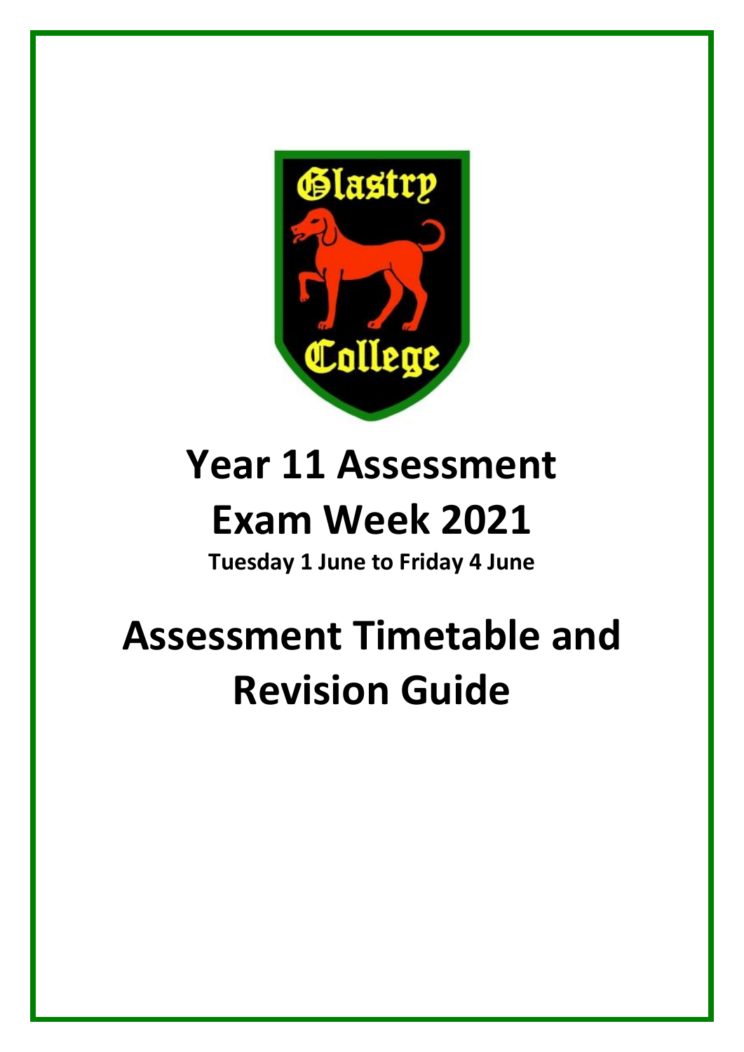# Year 11 Assessment Exam Week 2021

**Tuesday 1 June to Friday 4 June**

# Assessment Timetable and Revision Guide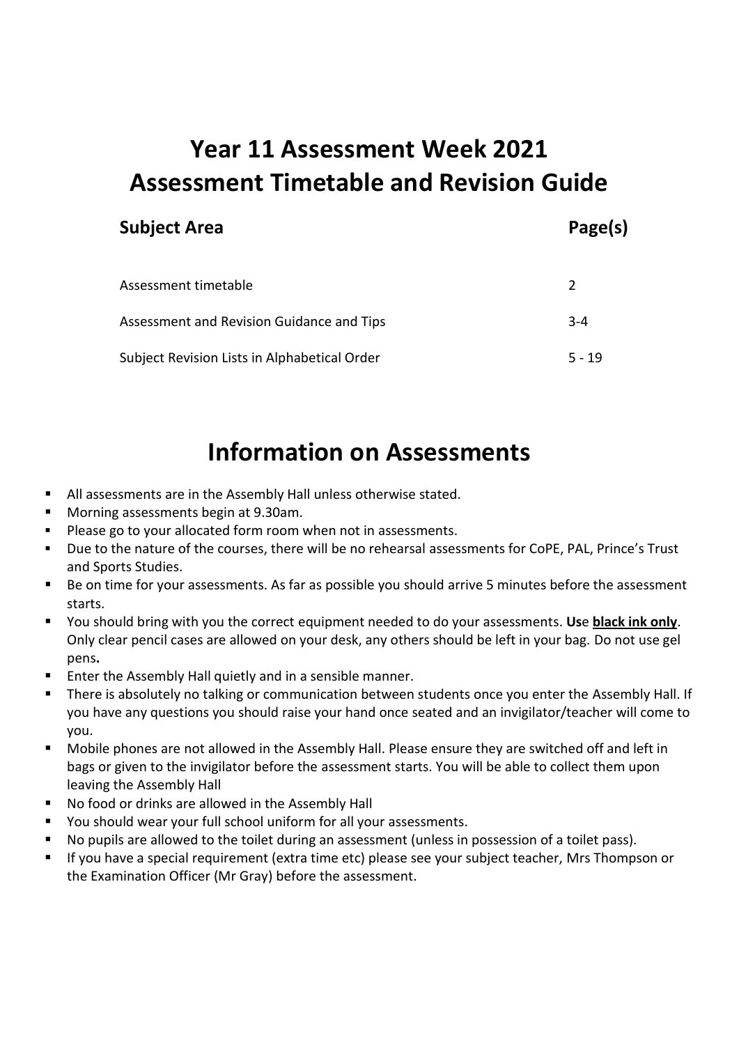# Year 11 Assessment Week 2021
# Assessment Timetable and Revision Guide

| Subject Area | Page(s) |
| --- | --- |
| Assessment timetable | 2 |
| Assessment and Revision Guidance and Tips | 3-4 |
| Subject Revision Lists in Alphabetical Order | 5 - 19 |

# Information on Assessments

- All assessments are in the Assembly Hall unless otherwise stated.
- Morning assessments begin at 9.30am.
- Please go to your allocated form room when not in assessments.
- Due to the nature of the courses, there will be no rehearsal assessments for CoPE, PAL, Prince's Trust and Sports Studies.
- Be on time for your assessments. As far as possible you should arrive 5 minutes before the assessment starts.
- You should bring with you the correct equipment needed to do your assessments. **Use <u>black ink only</u>**. Only clear pencil cases are allowed on your desk, any others should be left in your bag. Do not use gel pens**.**
- Enter the Assembly Hall quietly and in a sensible manner.
- There is absolutely no talking or communication between students once you enter the Assembly Hall. If you have any questions you should raise your hand once seated and an invigilator/teacher will come to you.
- Mobile phones are not allowed in the Assembly Hall. Please ensure they are switched off and left in bags or given to the invigilator before the assessment starts. You will be able to collect them upon leaving the Assembly Hall
- No food or drinks are allowed in the Assembly Hall
- You should wear your full school uniform for all your assessments.
- No pupils are allowed to the toilet during an assessment (unless in possession of a toilet pass).
- If you have a special requirement (extra time etc) please see your subject teacher, Mrs Thompson or the Examination Officer (Mr Gray) before the assessment.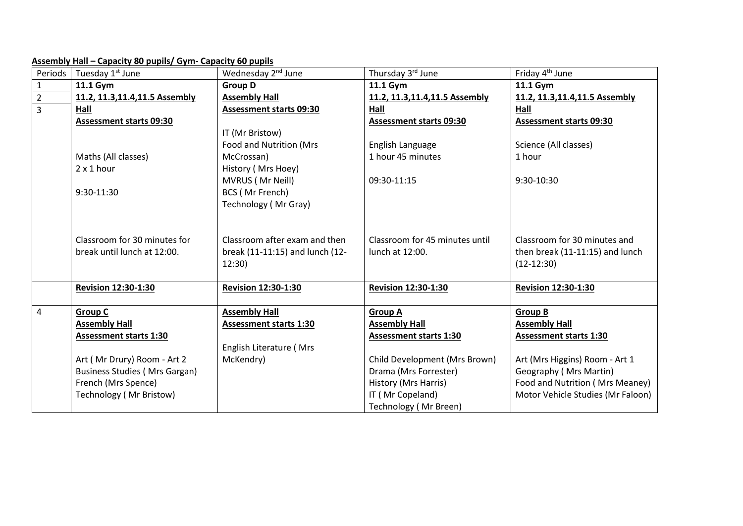**Assembly Hall – Capacity 80 pupils/ Gym- Capacity 60 pupils**

| Periods | Tuesday 1st June | Wednesday 2nd June | Thursday 3rd June | Friday 4th June |
|---|---|---|---|---|
| 1<br>2<br>3 | **11.1 Gym**<br>**11.2, 11.3,11.4,11.5 Assembly Hall**<br>**Assessment starts 09:30**<br><br>Maths (All classes)<br>2 x 1 hour<br><br>9:30-11:30<br><br>Classroom for 30 minutes for break until lunch at 12:00. | **Group D**<br>**Assembly Hall**<br>**Assessment starts 09:30**<br><br>IT (Mr Bristow)<br>Food and Nutrition (Mrs McCrossan)<br>History ( Mrs Hoey)<br>MVRUS ( Mr Neill)<br>BCS ( Mr French)<br>Technology ( Mr Gray)<br><br>Classroom after exam and then break (11-11:15) and lunch (12-12:30) | **11.1 Gym**<br>**11.2, 11.3,11.4,11.5 Assembly Hall**<br>**Assessment starts 09:30**<br><br>English Language<br>1 hour 45 minutes<br><br>09:30-11:15<br><br>Classroom for 45 minutes until lunch at 12:00. | **11.1 Gym**<br>**11.2, 11.3,11.4,11.5 Assembly Hall**<br>**Assessment starts 09:30**<br><br>Science (All classes)<br>1 hour<br><br>9:30-10:30<br><br>Classroom for 30 minutes and then break (11-11:15) and lunch (12-12:30) |
| | **Revision 12:30-1:30** | **Revision 12:30-1:30** | **Revision 12:30-1:30** | **Revision 12:30-1:30** |
| 4 | **Group C**<br>**Assembly Hall**<br>**Assessment starts 1:30**<br><br>Art ( Mr Drury) Room - Art 2<br>Business Studies ( Mrs Gargan)<br>French (Mrs Spence)<br>Technology ( Mr Bristow) | **Assembly Hall**<br>**Assessment starts 1:30**<br><br>English Literature ( Mrs McKendry) | **Group A**<br>**Assembly Hall**<br>**Assessment starts 1:30**<br><br>Child Development (Mrs Brown)<br>Drama (Mrs Forrester)<br>History (Mrs Harris)<br>IT ( Mr Copeland)<br>Technology ( Mr Breen) | **Group B**<br>**Assembly Hall**<br>**Assessment starts 1:30**<br><br>Art (Mrs Higgins) Room - Art 1<br>Geography ( Mrs Martin)<br>Food and Nutrition ( Mrs Meaney)<br>Motor Vehicle Studies (Mr Faloon) |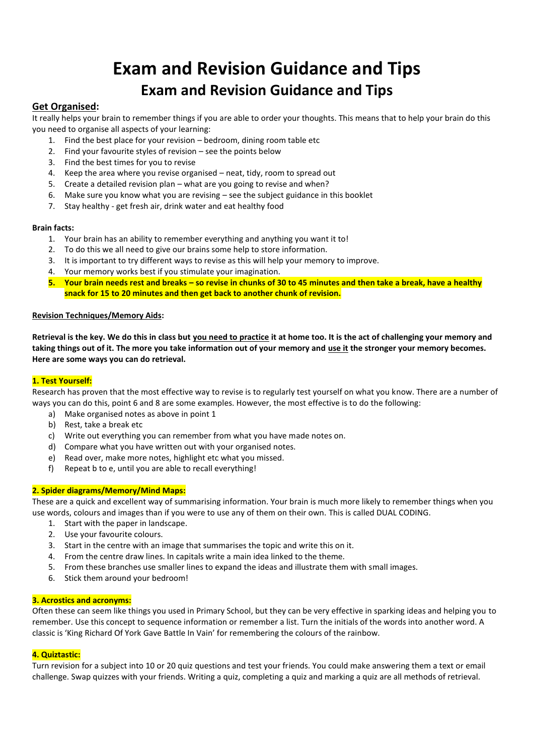# Exam and Revision Guidance and Tips

## Exam and Revision Guidance and Tips

**Get Organised:**

It really helps your brain to remember things if you are able to order your thoughts. This means that to help your brain do this you need to organise all aspects of your learning:

1. Find the best place for your revision – bedroom, dining room table etc
2. Find your favourite styles of revision – see the points below
3. Find the best times for you to revise
4. Keep the area where you revise organised – neat, tidy, room to spread out
5. Create a detailed revision plan – what are you going to revise and when?
6. Make sure you know what you are revising – see the subject guidance in this booklet
7. Stay healthy - get fresh air, drink water and eat healthy food

**Brain facts:**

1. Your brain has an ability to remember everything and anything you want it to!
2. To do this we all need to give our brains some help to store information.
3. It is important to try different ways to revise as this will help your memory to improve.
4. Your memory works best if you stimulate your imagination.
5. **Your brain needs rest and breaks – so revise in chunks of 30 to 45 minutes and then take a break, have a healthy snack for 15 to 20 minutes and then get back to another chunk of revision.**

**Revision Techniques/Memory Aids:**

**Retrieval is the key. We do this in class but you need to practice it at home too. It is the act of challenging your memory and taking things out of it. The more you take information out of your memory and use it the stronger your memory becomes. Here are some ways you can do retrieval.**

**1. Test Yourself:**

Research has proven that the most effective way to revise is to regularly test yourself on what you know. There are a number of ways you can do this, point 6 and 8 are some examples. However, the most effective is to do the following:

a) Make organised notes as above in point 1
b) Rest, take a break etc
c) Write out everything you can remember from what you have made notes on.
d) Compare what you have written out with your organised notes.
e) Read over, make more notes, highlight etc what you missed.
f) Repeat b to e, until you are able to recall everything!

**2. Spider diagrams/Memory/Mind Maps:**

These are a quick and excellent way of summarising information. Your brain is much more likely to remember things when you use words, colours and images than if you were to use any of them on their own. This is called DUAL CODING.

1. Start with the paper in landscape.
2. Use your favourite colours.
3. Start in the centre with an image that summarises the topic and write this on it.
4. From the centre draw lines. In capitals write a main idea linked to the theme.
5. From these branches use smaller lines to expand the ideas and illustrate them with small images.
6. Stick them around your bedroom!

**3. Acrostics and acronyms:**

Often these can seem like things you used in Primary School, but they can be very effective in sparking ideas and helping you to remember. Use this concept to sequence information or remember a list. Turn the initials of the words into another word. A classic is 'King Richard Of York Gave Battle In Vain' for remembering the colours of the rainbow.

**4. Quiztastic:**

Turn revision for a subject into 10 or 20 quiz questions and test your friends. You could make answering them a text or email challenge. Swap quizzes with your friends. Writing a quiz, completing a quiz and marking a quiz are all methods of retrieval.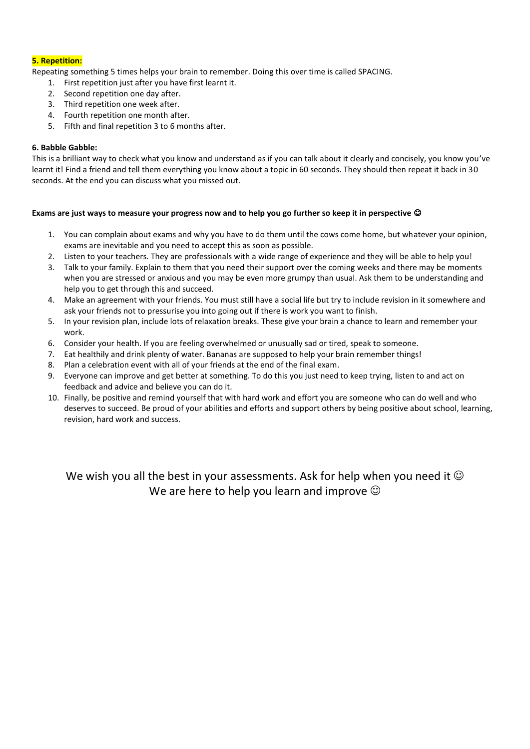**5. Repetition:**

Repeating something 5 times helps your brain to remember. Doing this over time is called SPACING.

1. First repetition just after you have first learnt it.
2. Second repetition one day after.
3. Third repetition one week after.
4. Fourth repetition one month after.
5. Fifth and final repetition 3 to 6 months after.

**6. Babble Gabble:**

This is a brilliant way to check what you know and understand as if you can talk about it clearly and concisely, you know you've learnt it! Find a friend and tell them everything you know about a topic in 60 seconds. They should then repeat it back in 30 seconds. At the end you can discuss what you missed out.

**Exams are just ways to measure your progress now and to help you go further so keep it in perspective ☺**

1. You can complain about exams and why you have to do them until the cows come home, but whatever your opinion, exams are inevitable and you need to accept this as soon as possible.
2. Listen to your teachers. They are professionals with a wide range of experience and they will be able to help you!
3. Talk to your family. Explain to them that you need their support over the coming weeks and there may be moments when you are stressed or anxious and you may be even more grumpy than usual. Ask them to be understanding and help you to get through this and succeed.
4. Make an agreement with your friends. You must still have a social life but try to include revision in it somewhere and ask your friends not to pressurise you into going out if there is work you want to finish.
5. In your revision plan, include lots of relaxation breaks. These give your brain a chance to learn and remember your work.
6. Consider your health. If you are feeling overwhelmed or unusually sad or tired, speak to someone.
7. Eat healthily and drink plenty of water. Bananas are supposed to help your brain remember things!
8. Plan a celebration event with all of your friends at the end of the final exam.
9. Everyone can improve and get better at something. To do this you just need to keep trying, listen to and act on feedback and advice and believe you can do it.
10. Finally, be positive and remind yourself that with hard work and effort you are someone who can do well and who deserves to succeed. Be proud of your abilities and efforts and support others by being positive about school, learning, revision, hard work and success.

We wish you all the best in your assessments. Ask for help when you need it ☺
We are here to help you learn and improve ☺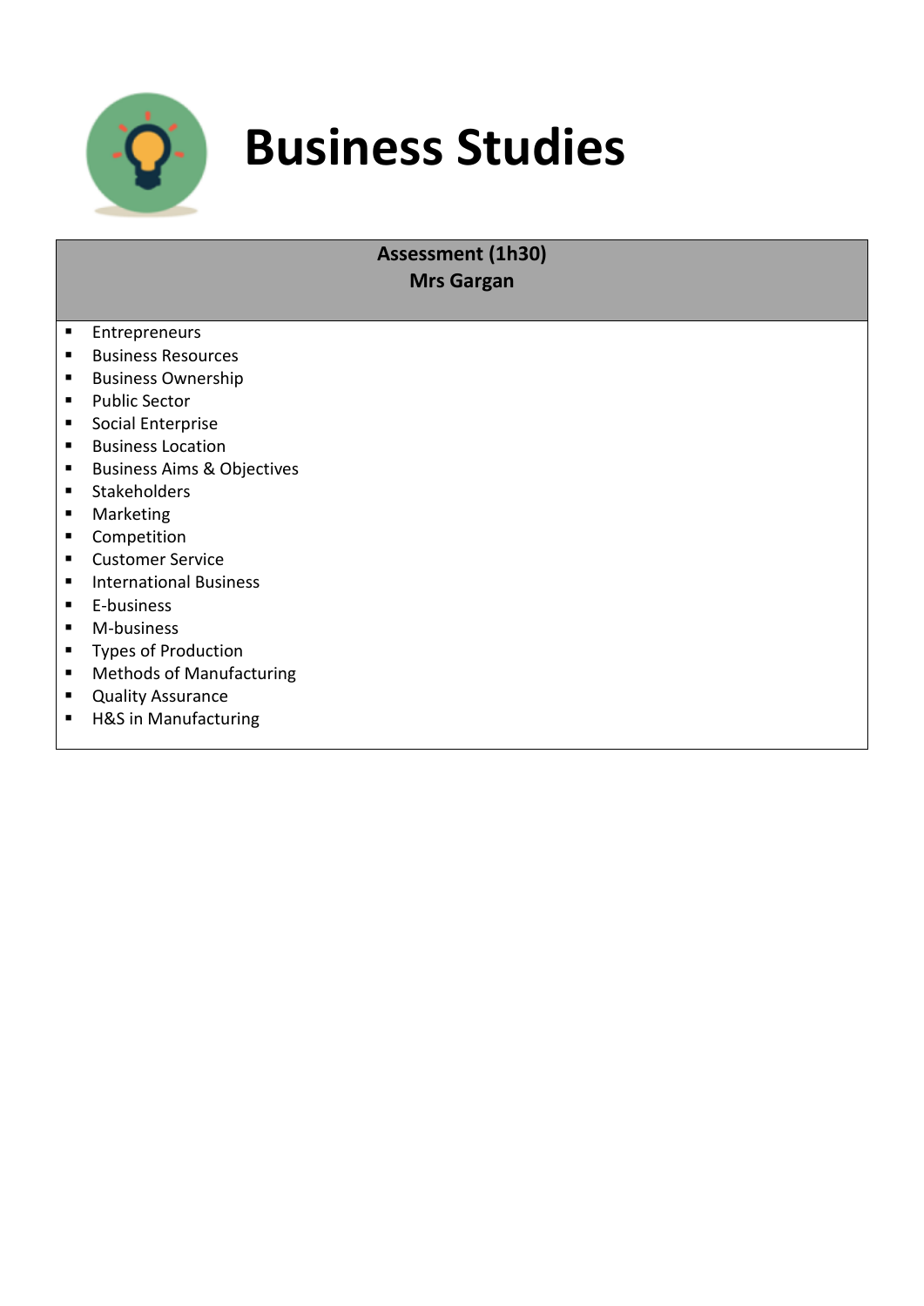# Business Studies

**Assessment (1h30)**
**Mrs Gargan**

- Entrepreneurs
- Business Resources
- Business Ownership
- Public Sector
- Social Enterprise
- Business Location
- Business Aims & Objectives
- Stakeholders
- Marketing
- Competition
- Customer Service
- International Business
- E-business
- M-business
- Types of Production
- Methods of Manufacturing
- Quality Assurance
- H&S in Manufacturing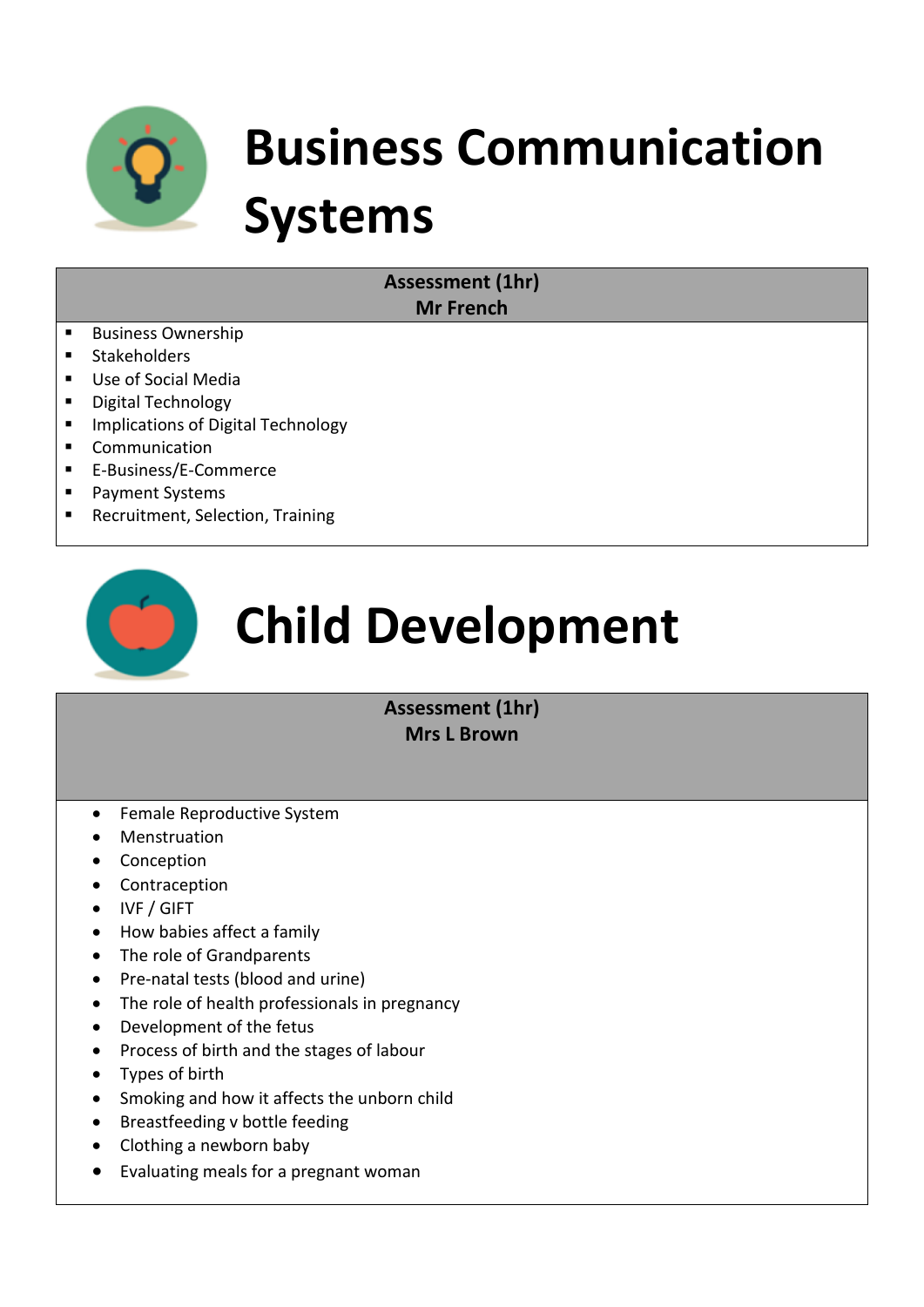# Business Communication Systems

**Assessment (1hr)**
**Mr French**

- Business Ownership
- Stakeholders
- Use of Social Media
- Digital Technology
- Implications of Digital Technology
- Communication
- E-Business/E-Commerce
- Payment Systems
- Recruitment, Selection, Training

# Child Development

**Assessment (1hr)**
**Mrs L Brown**

- Female Reproductive System
- Menstruation
- Conception
- Contraception
- IVF / GIFT
- How babies affect a family
- The role of Grandparents
- Pre-natal tests (blood and urine)
- The role of health professionals in pregnancy
- Development of the fetus
- Process of birth and the stages of labour
- Types of birth
- Smoking and how it affects the unborn child
- Breastfeeding v bottle feeding
- Clothing a newborn baby
- Evaluating meals for a pregnant woman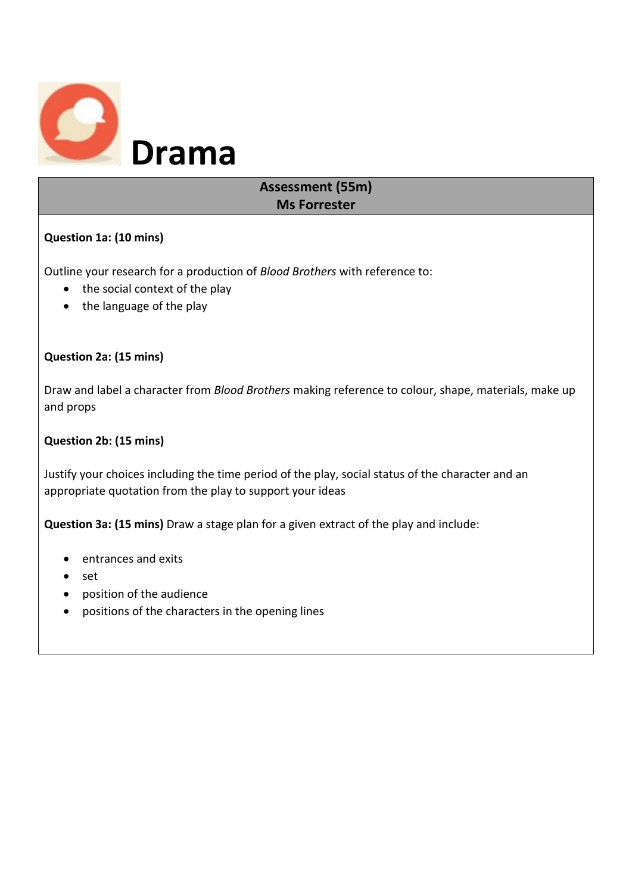# Drama

**Assessment (55m)**
**Ms Forrester**

**Question 1a: (10 mins)**

Outline your research for a production of *Blood Brothers* with reference to:

- the social context of the play
- the language of the play

**Question 2a: (15 mins)**

Draw and label a character from *Blood Brothers* making reference to colour, shape, materials, make up and props

**Question 2b: (15 mins)**

Justify your choices including the time period of the play, social status of the character and an appropriate quotation from the play to support your ideas

**Question 3a: (15 mins)** Draw a stage plan for a given extract of the play and include:

- entrances and exits
- set
- position of the audience
- positions of the characters in the opening lines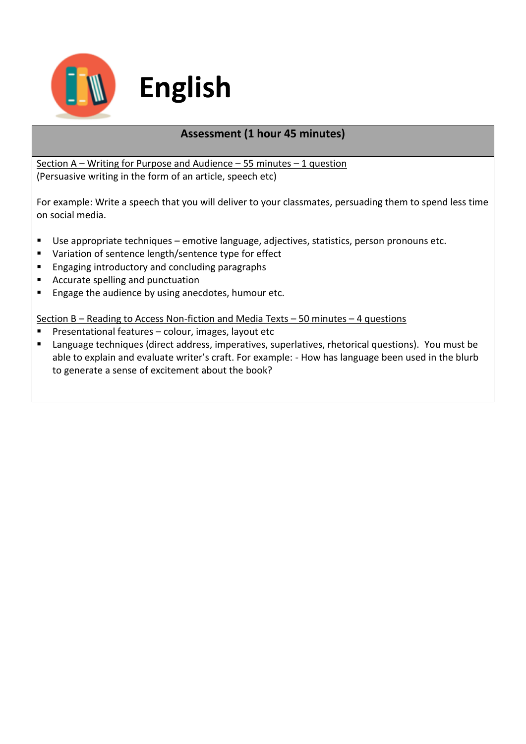# English

## Assessment (1 hour 45 minutes)

Section A – Writing for Purpose and Audience – 55 minutes – 1 question
(Persuasive writing in the form of an article, speech etc)

For example: Write a speech that you will deliver to your classmates, persuading them to spend less time on social media.

- Use appropriate techniques – emotive language, adjectives, statistics, person pronouns etc.
- Variation of sentence length/sentence type for effect
- Engaging introductory and concluding paragraphs
- Accurate spelling and punctuation
- Engage the audience by using anecdotes, humour etc.

Section B – Reading to Access Non-fiction and Media Texts – 50 minutes – 4 questions

- Presentational features – colour, images, layout etc
- Language techniques (direct address, imperatives, superlatives, rhetorical questions). You must be able to explain and evaluate writer's craft. For example: - How has language been used in the blurb to generate a sense of excitement about the book?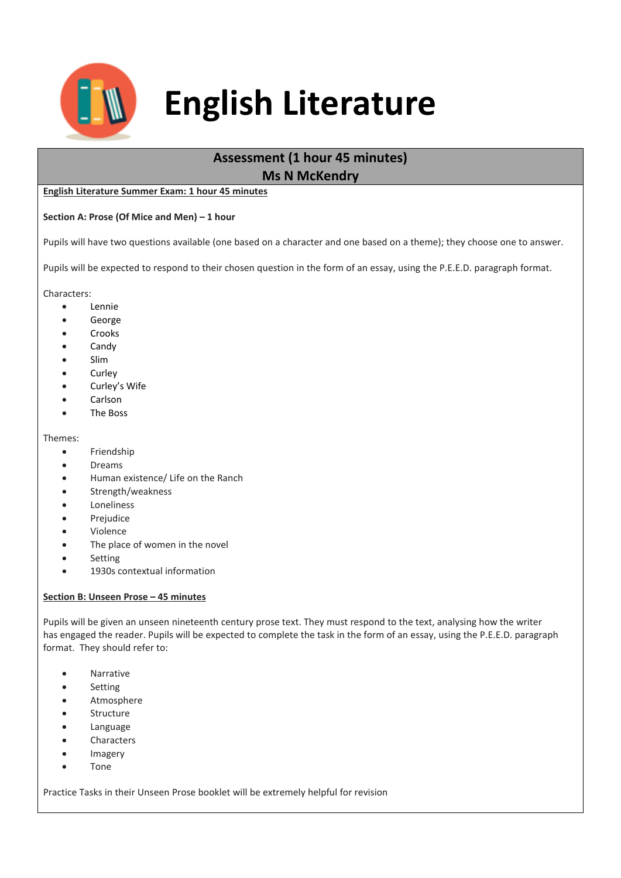# English Literature

## Assessment (1 hour 45 minutes)
## Ms N McKendry

**English Literature Summer Exam: 1 hour 45 minutes**

**Section A: Prose (Of Mice and Men) – 1 hour**

Pupils will have two questions available (one based on a character and one based on a theme); they choose one to answer.

Pupils will be expected to respond to their chosen question in the form of an essay, using the P.E.E.D. paragraph format.

Characters:

- Lennie
- George
- Crooks
- Candy
- Slim
- Curley
- Curley's Wife
- Carlson
- The Boss

Themes:

- Friendship
- Dreams
- Human existence/ Life on the Ranch
- Strength/weakness
- Loneliness
- Prejudice
- Violence
- The place of women in the novel
- Setting
- 1930s contextual information

**Section B: Unseen Prose – 45 minutes**

Pupils will be given an unseen nineteenth century prose text. They must respond to the text, analysing how the writer has engaged the reader. Pupils will be expected to complete the task in the form of an essay, using the P.E.E.D. paragraph format. They should refer to:

- Narrative
- Setting
- Atmosphere
- Structure
- Language
- Characters
- Imagery
- Tone

Practice Tasks in their Unseen Prose booklet will be extremely helpful for revision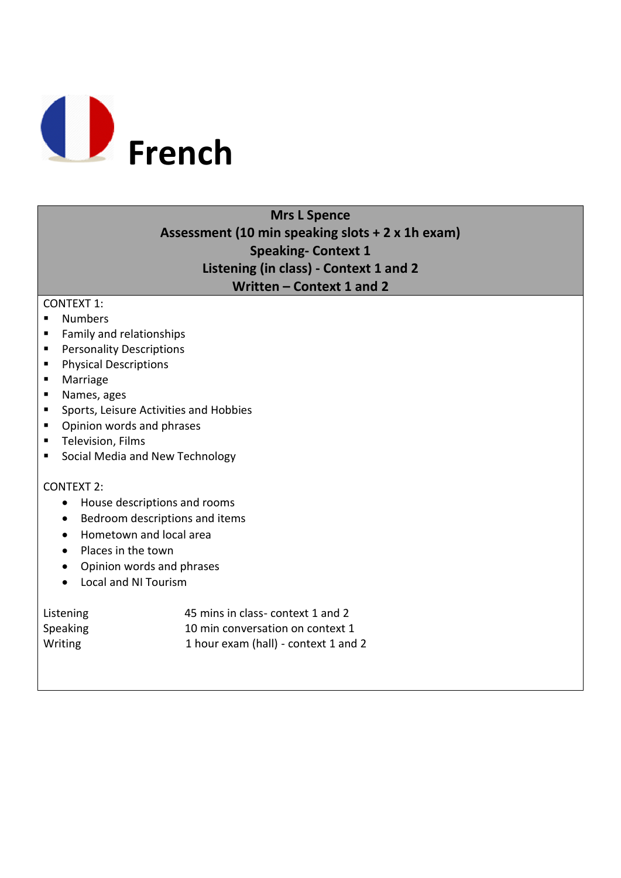# French

**Mrs L Spence**
**Assessment (10 min speaking slots + 2 x 1h exam)**
**Speaking- Context 1**
**Listening (in class) - Context 1 and 2**
**Written – Context 1 and 2**

CONTEXT 1:

- Numbers
- Family and relationships
- Personality Descriptions
- Physical Descriptions
- Marriage
- Names, ages
- Sports, Leisure Activities and Hobbies
- Opinion words and phrases
- Television, Films
- Social Media and New Technology

CONTEXT 2:

- House descriptions and rooms
- Bedroom descriptions and items
- Hometown and local area
- Places in the town
- Opinion words and phrases
- Local and NI Tourism

| | |
|---|---|
| Listening | 45 mins in class- context 1 and 2 |
| Speaking | 10 min conversation on context 1 |
| Writing | 1 hour exam (hall) - context 1 and 2 |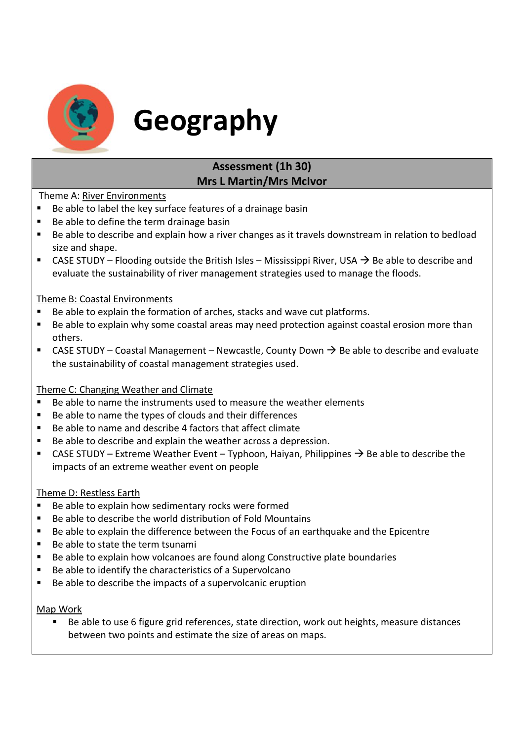# Geography

## Assessment (1h 30)
**Mrs L Martin/Mrs McIvor**

Theme A: River Environments

- Be able to label the key surface features of a drainage basin
- Be able to define the term drainage basin
- Be able to describe and explain how a river changes as it travels downstream in relation to bedload size and shape.
- CASE STUDY – Flooding outside the British Isles – Mississippi River, USA → Be able to describe and evaluate the sustainability of river management strategies used to manage the floods.

Theme B: Coastal Environments

- Be able to explain the formation of arches, stacks and wave cut platforms.
- Be able to explain why some coastal areas may need protection against coastal erosion more than others.
- CASE STUDY – Coastal Management – Newcastle, County Down → Be able to describe and evaluate the sustainability of coastal management strategies used.

Theme C: Changing Weather and Climate

- Be able to name the instruments used to measure the weather elements
- Be able to name the types of clouds and their differences
- Be able to name and describe 4 factors that affect climate
- Be able to describe and explain the weather across a depression.
- CASE STUDY – Extreme Weather Event – Typhoon, Haiyan, Philippines → Be able to describe the impacts of an extreme weather event on people

Theme D: Restless Earth

- Be able to explain how sedimentary rocks were formed
- Be able to describe the world distribution of Fold Mountains
- Be able to explain the difference between the Focus of an earthquake and the Epicentre
- Be able to state the term tsunami
- Be able to explain how volcanoes are found along Constructive plate boundaries
- Be able to identify the characteristics of a Supervolcano
- Be able to describe the impacts of a supervolcanic eruption

Map Work

- Be able to use 6 figure grid references, state direction, work out heights, measure distances between two points and estimate the size of areas on maps.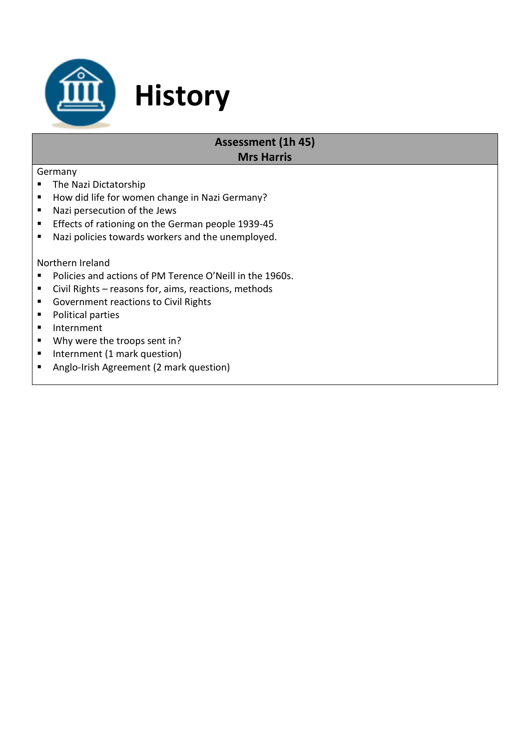# History

**Assessment (1h 45)**
**Mrs Harris**

Germany

- The Nazi Dictatorship
- How did life for women change in Nazi Germany?
- Nazi persecution of the Jews
- Effects of rationing on the German people 1939-45
- Nazi policies towards workers and the unemployed.

Northern Ireland

- Policies and actions of PM Terence O'Neill in the 1960s.
- Civil Rights – reasons for, aims, reactions, methods
- Government reactions to Civil Rights
- Political parties
- Internment
- Why were the troops sent in?
- Internment (1 mark question)
- Anglo-Irish Agreement (2 mark question)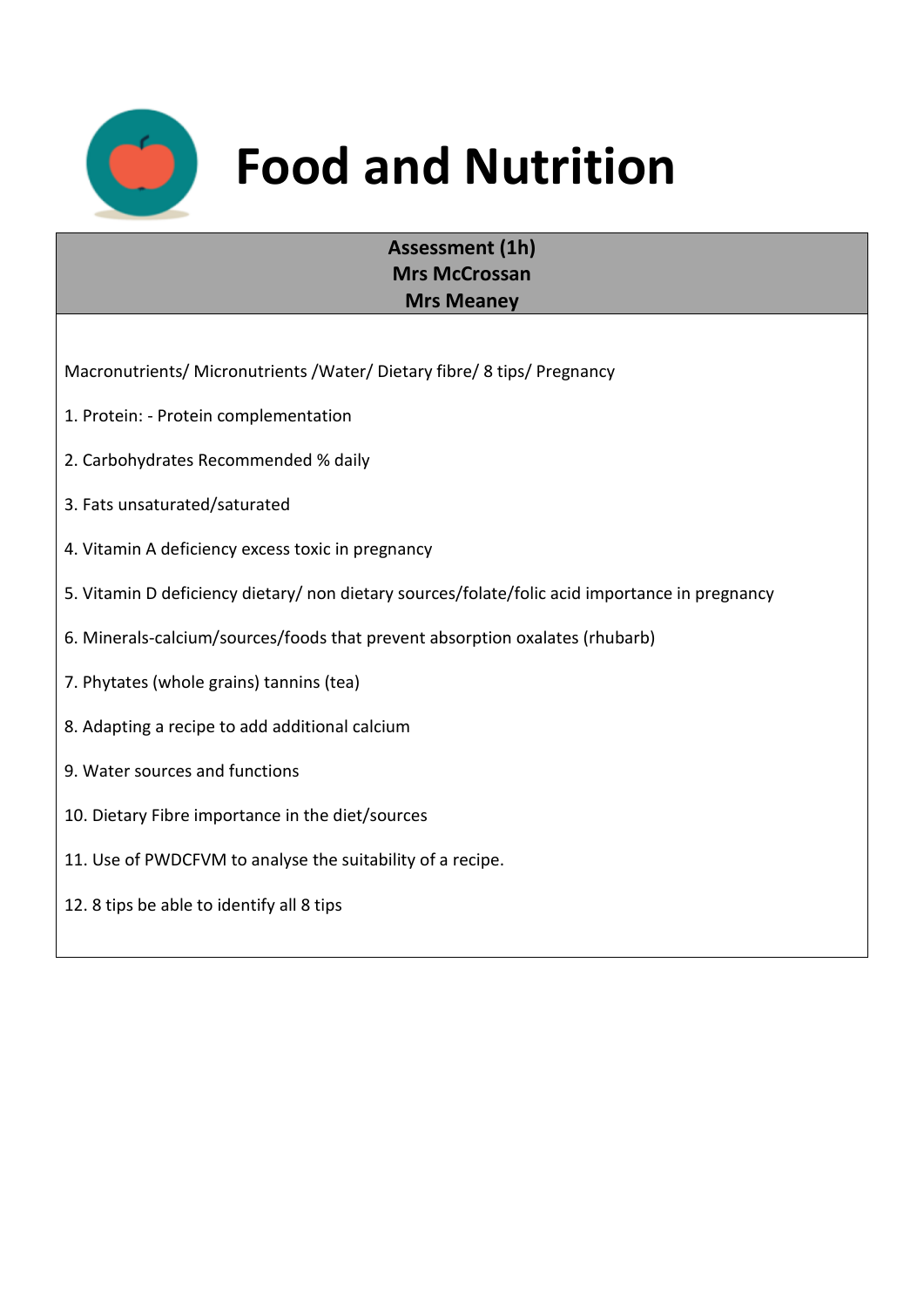# Food and Nutrition

**Assessment (1h)**
**Mrs McCrossan**
**Mrs Meaney**

Macronutrients/ Micronutrients /Water/ Dietary fibre/ 8 tips/ Pregnancy

1. Protein: - Protein complementation

2. Carbohydrates Recommended % daily

3. Fats unsaturated/saturated

4. Vitamin A deficiency excess toxic in pregnancy

5. Vitamin D deficiency dietary/ non dietary sources/folate/folic acid importance in pregnancy

6. Minerals-calcium/sources/foods that prevent absorption oxalates (rhubarb)

7. Phytates (whole grains) tannins (tea)

8. Adapting a recipe to add additional calcium

9. Water sources and functions

10. Dietary Fibre importance in the diet/sources

11. Use of PWDCFVM to analyse the suitability of a recipe.

12. 8 tips be able to identify all 8 tips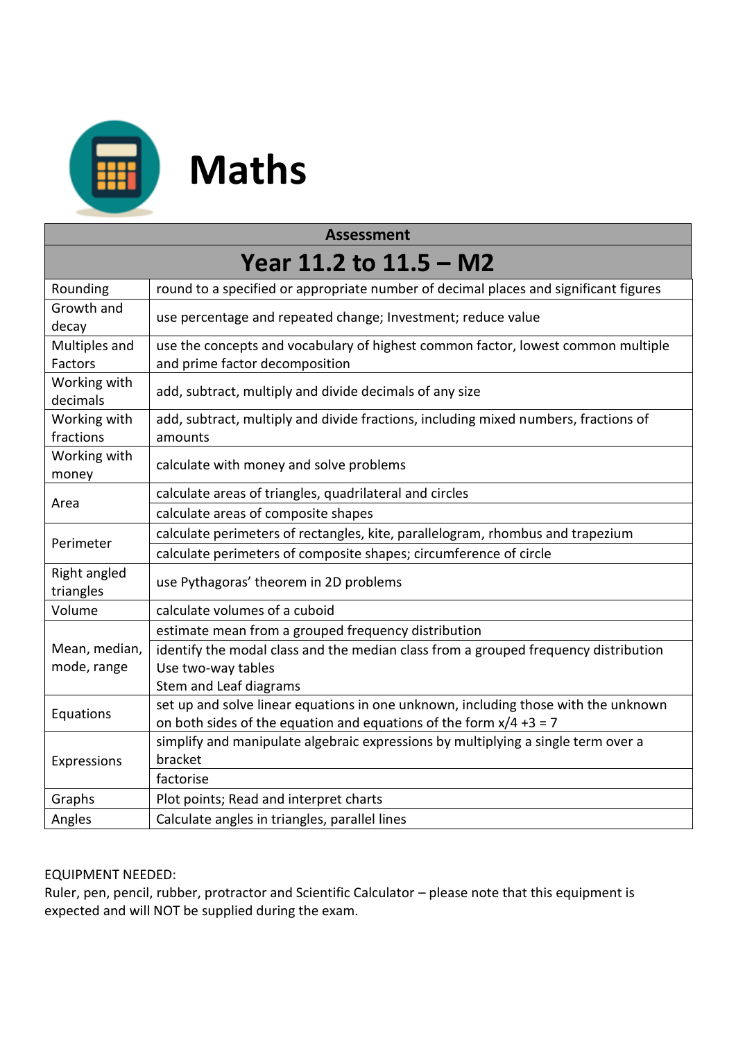# Maths

| Assessment | |
|---|---|
| **Year 11.2 to 11.5 – M2** | |
| Rounding | round to a specified or appropriate number of decimal places and significant figures |
| Growth and decay | use percentage and repeated change; Investment; reduce value |
| Multiples and Factors | use the concepts and vocabulary of highest common factor, lowest common multiple and prime factor decomposition |
| Working with decimals | add, subtract, multiply and divide decimals of any size |
| Working with fractions | add, subtract, multiply and divide fractions, including mixed numbers, fractions of amounts |
| Working with money | calculate with money and solve problems |
| Area | calculate areas of triangles, quadrilateral and circles |
| | calculate areas of composite shapes |
| Perimeter | calculate perimeters of rectangles, kite, parallelogram, rhombus and trapezium |
| | calculate perimeters of composite shapes; circumference of circle |
| Right angled triangles | use Pythagoras' theorem in 2D problems |
| Volume | calculate volumes of a cuboid |
| Mean, median, mode, range | estimate mean from a grouped frequency distribution |
| | identify the modal class and the median class from a grouped frequency distribution<br>Use two-way tables<br>Stem and Leaf diagrams |
| Equations | set up and solve linear equations in one unknown, including those with the unknown on both sides of the equation and equations of the form $x/4 + 3 = 7$ |
| Expressions | simplify and manipulate algebraic expressions by multiplying a single term over a bracket |
| | factorise |
| Graphs | Plot points; Read and interpret charts |
| Angles | Calculate angles in triangles, parallel lines |

EQUIPMENT NEEDED:
Ruler, pen, pencil, rubber, protractor and Scientific Calculator – please note that this equipment is expected and will NOT be supplied during the exam.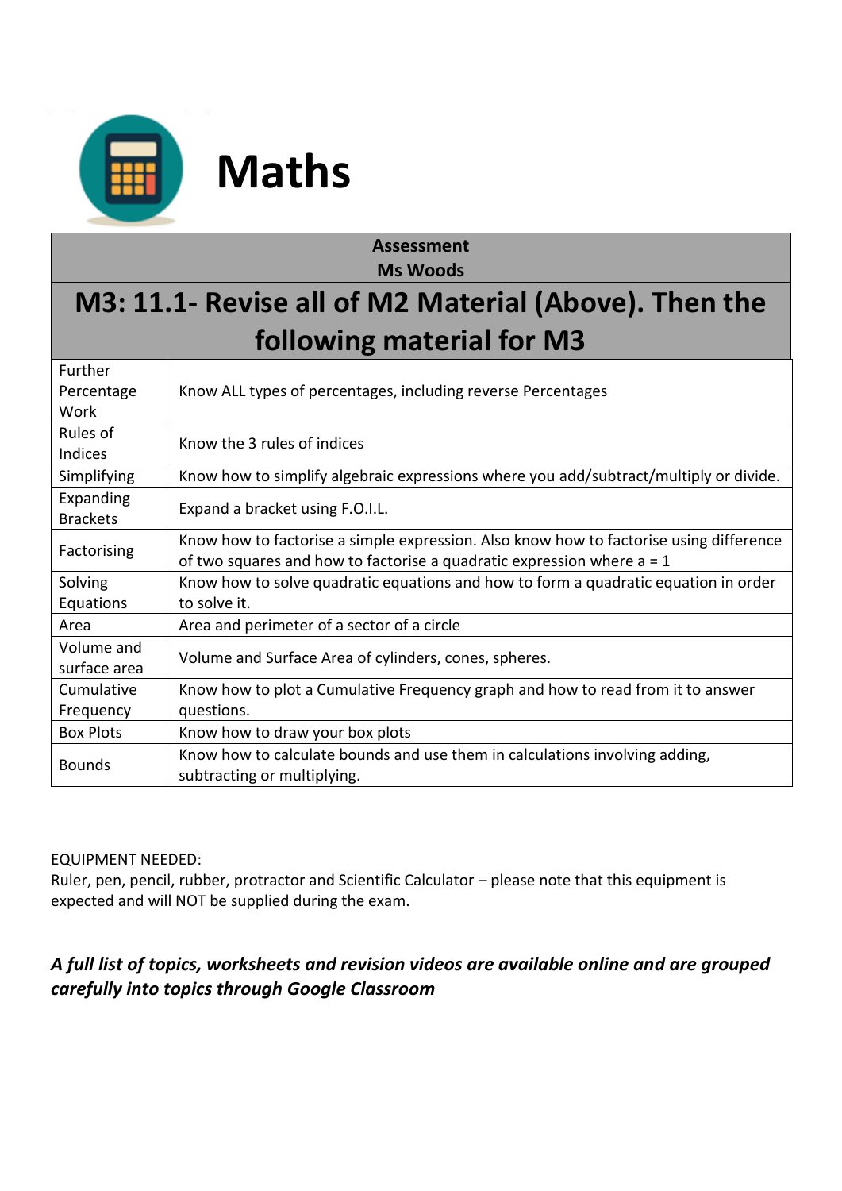# Maths

| Assessment<br>Ms Woods | |
|---|---|
| **M3: 11.1- Revise all of M2 Material (Above). Then the following material for M3** | |
| Further Percentage Work | Know ALL types of percentages, including reverse Percentages |
| Rules of Indices | Know the 3 rules of indices |
| Simplifying | Know how to simplify algebraic expressions where you add/subtract/multiply or divide. |
| Expanding Brackets | Expand a bracket using F.O.I.L. |
| Factorising | Know how to factorise a simple expression. Also know how to factorise using difference of two squares and how to factorise a quadratic expression where a = 1 |
| Solving Equations | Know how to solve quadratic equations and how to form a quadratic equation in order to solve it. |
| Area | Area and perimeter of a sector of a circle |
| Volume and surface area | Volume and Surface Area of cylinders, cones, spheres. |
| Cumulative Frequency | Know how to plot a Cumulative Frequency graph and how to read from it to answer questions. |
| Box Plots | Know how to draw your box plots |
| Bounds | Know how to calculate bounds and use them in calculations involving adding, subtracting or multiplying. |

EQUIPMENT NEEDED:
Ruler, pen, pencil, rubber, protractor and Scientific Calculator – please note that this equipment is expected and will NOT be supplied during the exam.

***A full list of topics, worksheets and revision videos are available online and are grouped carefully into topics through Google Classroom***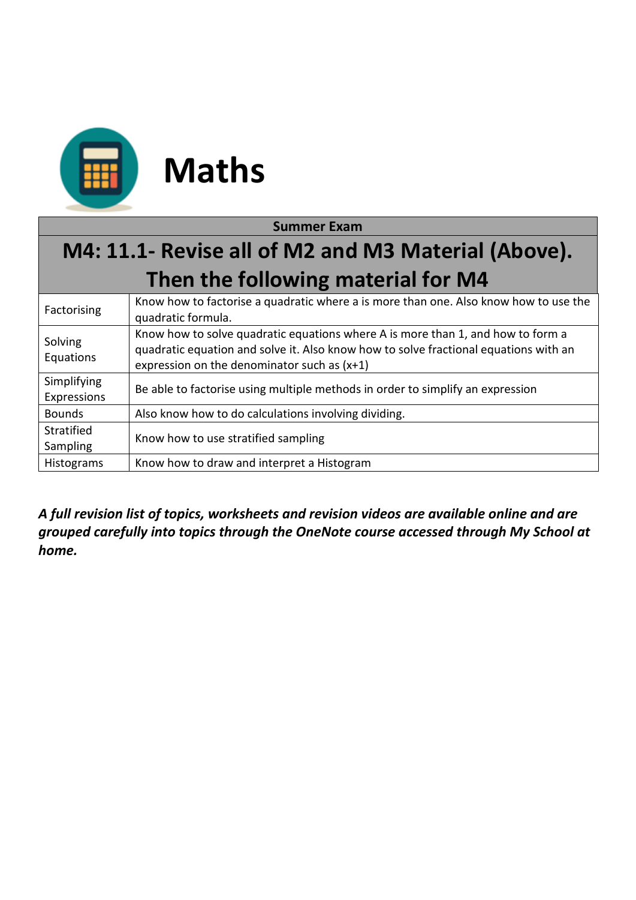# Maths

| Summer Exam | |
|---|---|
| **M4: 11.1- Revise all of M2 and M3 Material (Above). Then the following material for M4** | |
| Factorising | Know how to factorise a quadratic where a is more than one. Also know how to use the quadratic formula. |
| Solving Equations | Know how to solve quadratic equations where A is more than 1, and how to form a quadratic equation and solve it. Also know how to solve fractional equations with an expression on the denominator such as (x+1) |
| Simplifying Expressions | Be able to factorise using multiple methods in order to simplify an expression |
| Bounds | Also know how to do calculations involving dividing. |
| Stratified Sampling | Know how to use stratified sampling |
| Histograms | Know how to draw and interpret a Histogram |

***A full revision list of topics, worksheets and revision videos are available online and are grouped carefully into topics through the OneNote course accessed through My School at home.***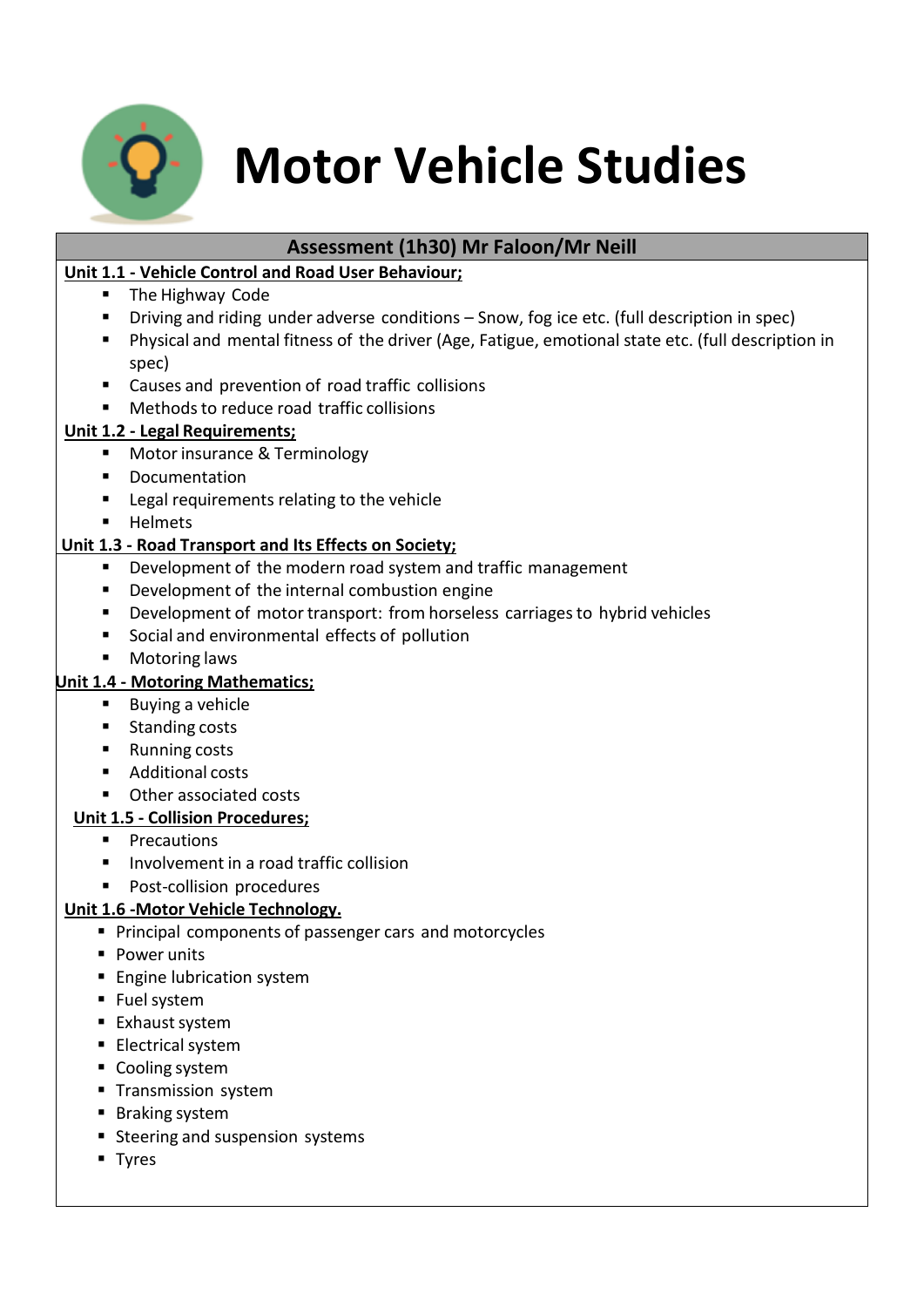# Motor Vehicle Studies

## Assessment (1h30) Mr Faloon/Mr Neill

**Unit 1.1 - Vehicle Control and Road User Behaviour;**

- The Highway Code
- Driving and riding under adverse conditions – Snow, fog ice etc. (full description in spec)
- Physical and mental fitness of the driver (Age, Fatigue, emotional state etc. (full description in spec)
- Causes and prevention of road traffic collisions
- Methods to reduce road traffic collisions

**Unit 1.2 - Legal Requirements;**

- Motor insurance & Terminology
- Documentation
- Legal requirements relating to the vehicle
- Helmets

**Unit 1.3 - Road Transport and Its Effects on Society;**

- Development of the modern road system and traffic management
- Development of the internal combustion engine
- Development of motor transport: from horseless carriages to hybrid vehicles
- Social and environmental effects of pollution
- Motoring laws

**Unit 1.4 - Motoring Mathematics;**

- Buying a vehicle
- Standing costs
- Running costs
- Additional costs
- Other associated costs

**Unit 1.5 - Collision Procedures;**

- Precautions
- Involvement in a road traffic collision
- Post-collision procedures

**Unit 1.6 -Motor Vehicle Technology.**

- Principal components of passenger cars and motorcycles
- Power units
- Engine lubrication system
- Fuel system
- Exhaust system
- Electrical system
- Cooling system
- Transmission system
- Braking system
- Steering and suspension systems
- Tyres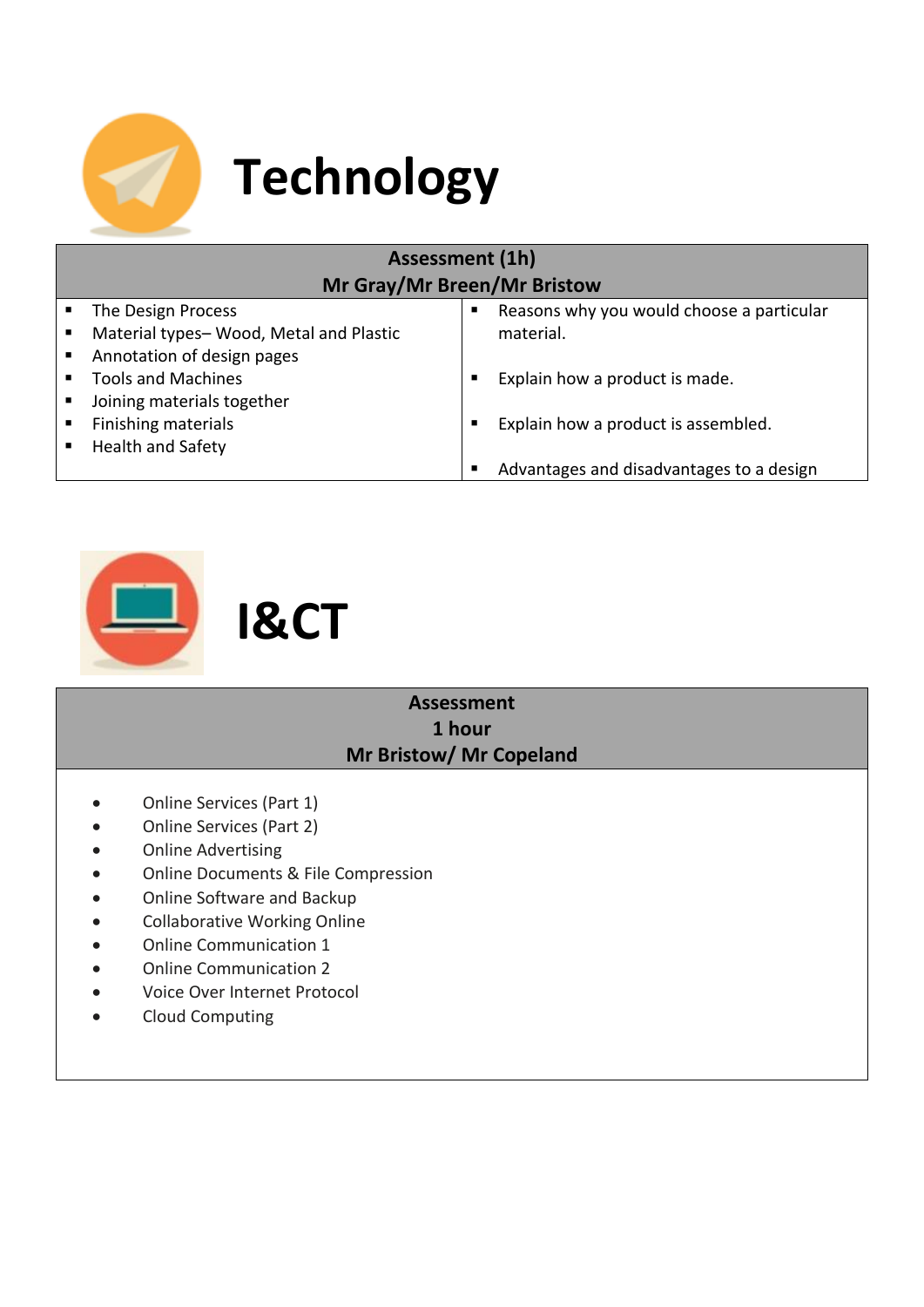# Technology

| Assessment (1h)<br>Mr Gray/Mr Breen/Mr Bristow | |
|---|---|
| ▪ The Design Process<br>▪ Material types– Wood, Metal and Plastic<br>▪ Annotation of design pages<br>▪ Tools and Machines<br>▪ Joining materials together<br>▪ Finishing materials<br>▪ Health and Safety | ▪ Reasons why you would choose a particular material.<br>▪ Explain how a product is made.<br>▪ Explain how a product is assembled.<br>▪ Advantages and disadvantages to a design |

# I&CT

**Assessment**
**1 hour**
**Mr Bristow/ Mr Copeland**

- Online Services (Part 1)
- Online Services (Part 2)
- Online Advertising
- Online Documents & File Compression
- Online Software and Backup
- Collaborative Working Online
- Online Communication 1
- Online Communication 2
- Voice Over Internet Protocol
- Cloud Computing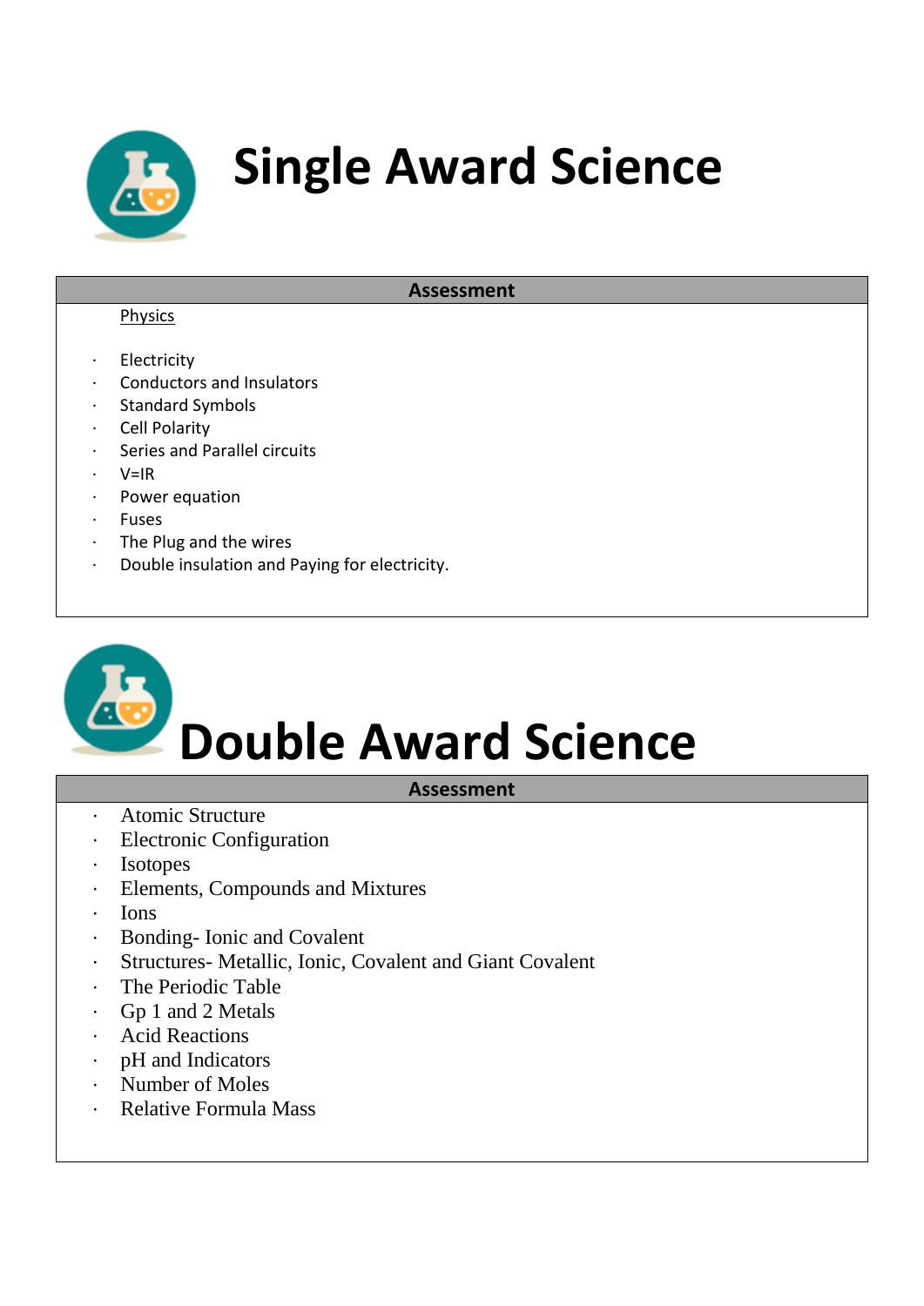# Single Award Science

| Assessment |
| --- |

Physics

- Electricity
- Conductors and Insulators
- Standard Symbols
- Cell Polarity
- Series and Parallel circuits
- V=IR
- Power equation
- Fuses
- The Plug and the wires
- Double insulation and Paying for electricity.

# Double Award Science

| Assessment |
| --- |

- Atomic Structure
- Electronic Configuration
- Isotopes
- Elements, Compounds and Mixtures
- Ions
- Bonding- Ionic and Covalent
- Structures- Metallic, Ionic, Covalent and Giant Covalent
- The Periodic Table
- Gp 1 and 2 Metals
- Acid Reactions
- pH and Indicators
- Number of Moles
- Relative Formula Mass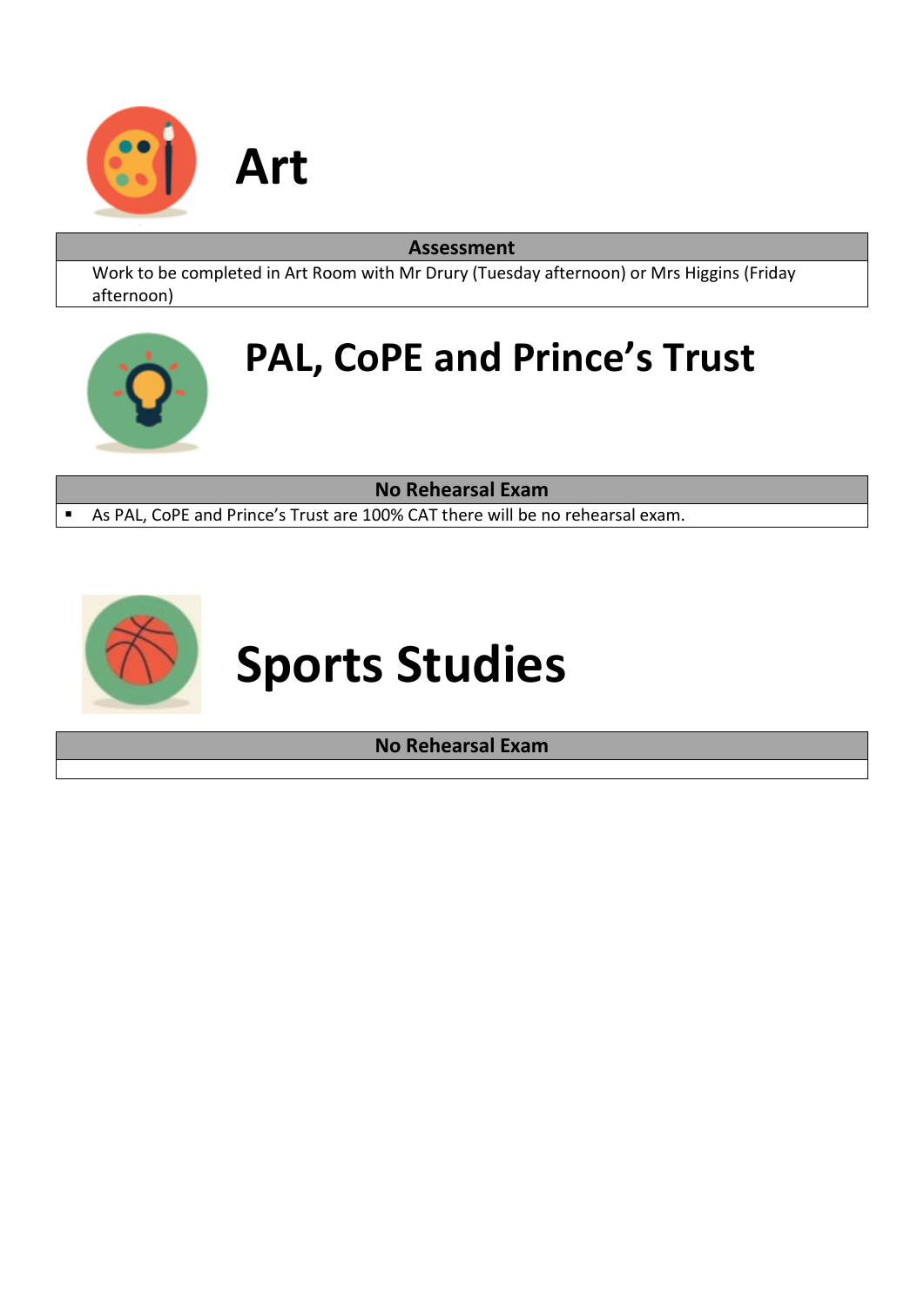# Art

| Assessment |
| --- |
| Work to be completed in Art Room with Mr Drury (Tuesday afternoon) or Mrs Higgins (Friday afternoon) |

# PAL, CoPE and Prince's Trust

| No Rehearsal Exam |
| --- |
| ▪ As PAL, CoPE and Prince's Trust are 100% CAT there will be no rehearsal exam. |

# Sports Studies

| No Rehearsal Exam |
| --- |
| |